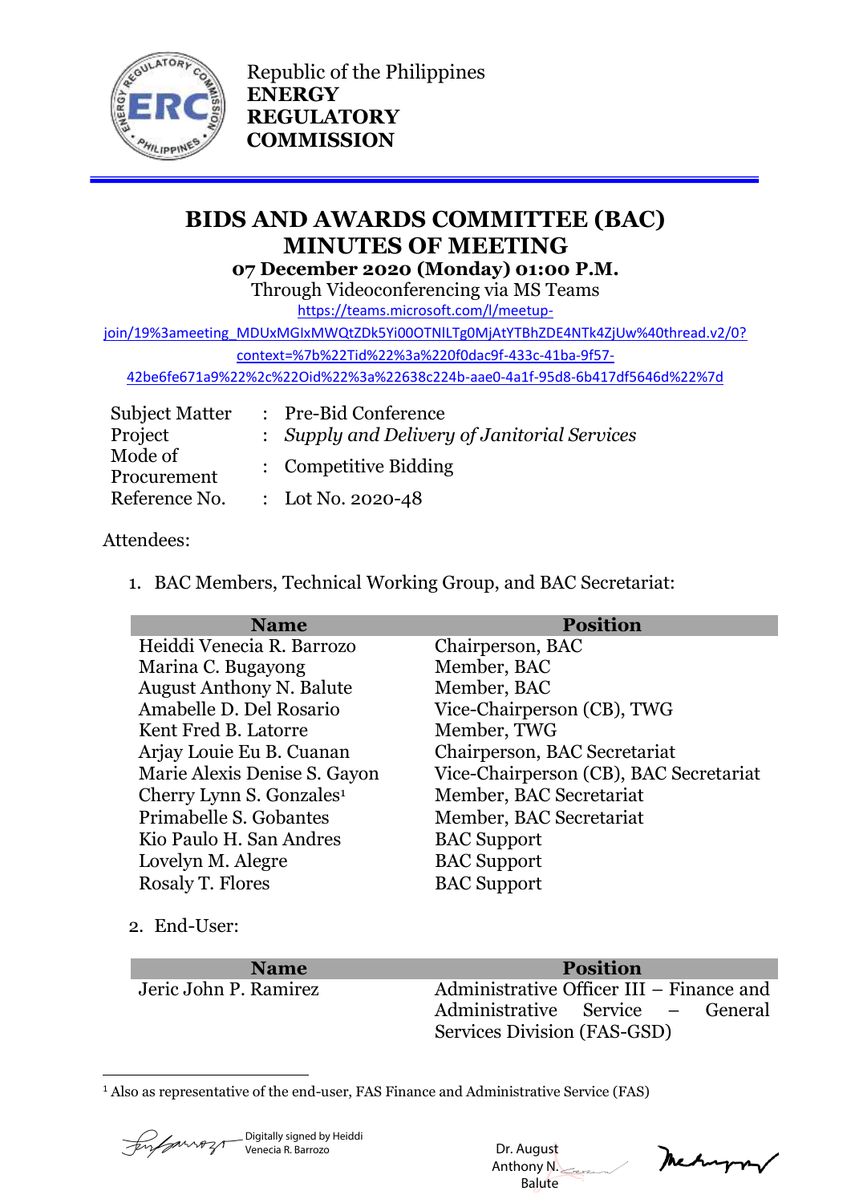Republic of the Philippines
**ENERGY REGULATORY COMMISSION**

# BIDS AND AWARDS COMMITTEE (BAC) MINUTES OF MEETING

**07 December 2020 (Monday) 01:00 P.M.**

Through Videoconferencing via MS Teams

https://teams.microsoft.com/l/meetup-join/19%3ameeting_MDUxMGIxMWQtZDk5Yi00OTNlLTg0MjAtYTBhZDE4NTk4ZjUw%40thread.v2/0?context=%7b%22Tid%22%3a%220f0dac9f-433c-41ba-9f57-42be6fe671a9%22%2c%22Oid%22%3a%22638c224b-aae0-4a1f-95d8-6b417df5646d%22%7d

| | | |
|---|---|---|
| Subject Matter | : | Pre-Bid Conference |
| Project | : | *Supply and Delivery of Janitorial Services* |
| Mode of Procurement | : | Competitive Bidding |
| Reference No. | : | Lot No. 2020-48 |

Attendees:

1. BAC Members, Technical Working Group, and BAC Secretariat:

| Name | Position |
|---|---|
| Heiddi Venecia R. Barrozo | Chairperson, BAC |
| Marina C. Bugayong | Member, BAC |
| August Anthony N. Balute | Member, BAC |
| Amabelle D. Del Rosario | Vice-Chairperson (CB), TWG |
| Kent Fred B. Latorre | Member, TWG |
| Arjay Louie Eu B. Cuanan | Chairperson, BAC Secretariat |
| Marie Alexis Denise S. Gayon | Vice-Chairperson (CB), BAC Secretariat |
| Cherry Lynn S. Gonzales[1] | Member, BAC Secretariat |
| Primabelle S. Gobantes | Member, BAC Secretariat |
| Kio Paulo H. San Andres | BAC Support |
| Lovelyn M. Alegre | BAC Support |
| Rosaly T. Flores | BAC Support |

2. End-User:

| Name | Position |
|---|---|
| Jeric John P. Ramirez | Administrative Officer III – Finance and Administrative Service – General Services Division (FAS-GSD) |

[1] Also as representative of the end-user, FAS Finance and Administrative Service (FAS)

Digitally signed by Heiddi Venecia R. Barrozo

Dr. August Anthony N. Balute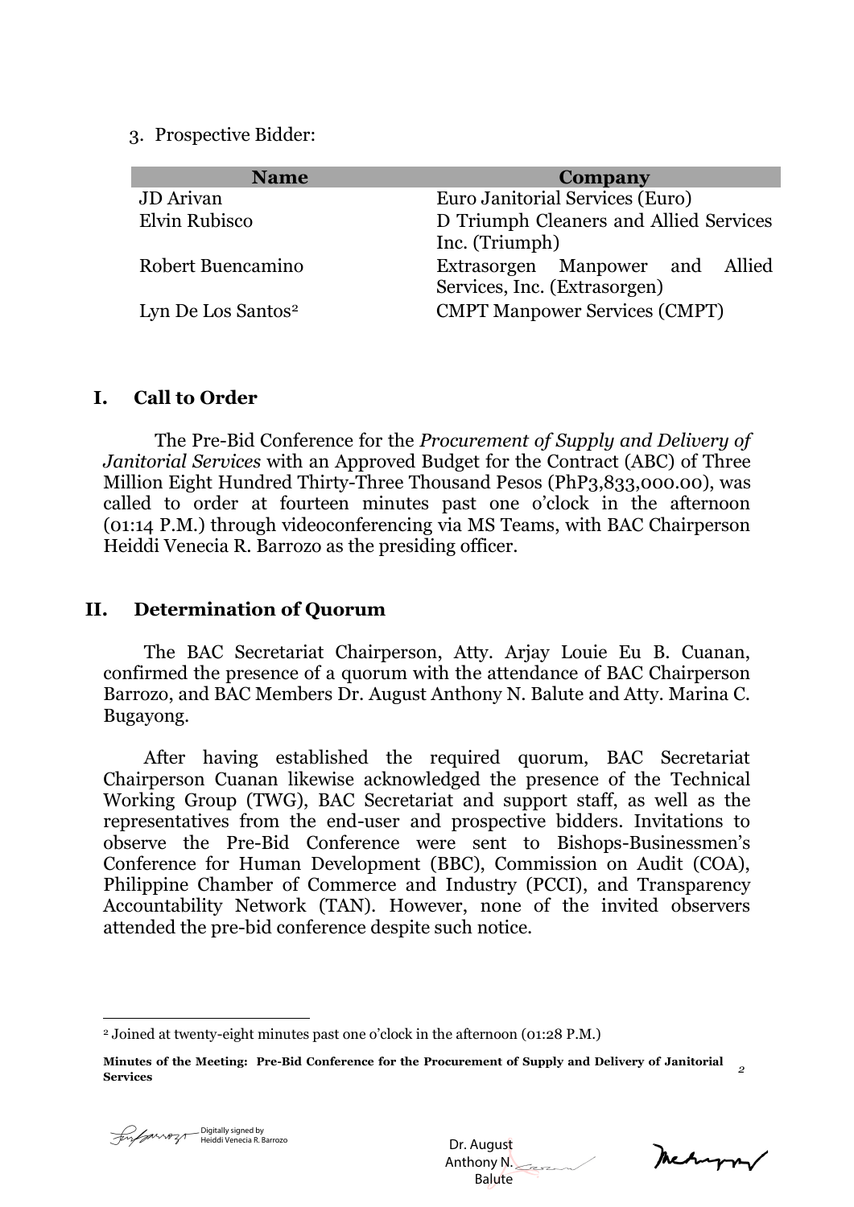3. Prospective Bidder:

| Name | Company |
|---|---|
| JD Arivan | Euro Janitorial Services (Euro) |
| Elvin Rubisco | D Triumph Cleaners and Allied Services Inc. (Triumph) |
| Robert Buencamino | Extrasorgen Manpower and Allied Services, Inc. (Extrasorgen) |
| Lyn De Los Santos[2] | CMPT Manpower Services (CMPT) |

## I. Call to Order

The Pre-Bid Conference for the *Procurement of Supply and Delivery of Janitorial Services* with an Approved Budget for the Contract (ABC) of Three Million Eight Hundred Thirty-Three Thousand Pesos (PhP3,833,000.00), was called to order at fourteen minutes past one o'clock in the afternoon (01:14 P.M.) through videoconferencing via MS Teams, with BAC Chairperson Heiddi Venecia R. Barrozo as the presiding officer.

## II. Determination of Quorum

The BAC Secretariat Chairperson, Atty. Arjay Louie Eu B. Cuanan, confirmed the presence of a quorum with the attendance of BAC Chairperson Barrozo, and BAC Members Dr. August Anthony N. Balute and Atty. Marina C. Bugayong.

After having established the required quorum, BAC Secretariat Chairperson Cuanan likewise acknowledged the presence of the Technical Working Group (TWG), BAC Secretariat and support staff, as well as the representatives from the end-user and prospective bidders. Invitations to observe the Pre-Bid Conference were sent to Bishops-Businessmen's Conference for Human Development (BBC), Commission on Audit (COA), Philippine Chamber of Commerce and Industry (PCCI), and Transparency Accountability Network (TAN). However, none of the invited observers attended the pre-bid conference despite such notice.

[2] Joined at twenty-eight minutes past one o'clock in the afternoon (01:28 P.M.)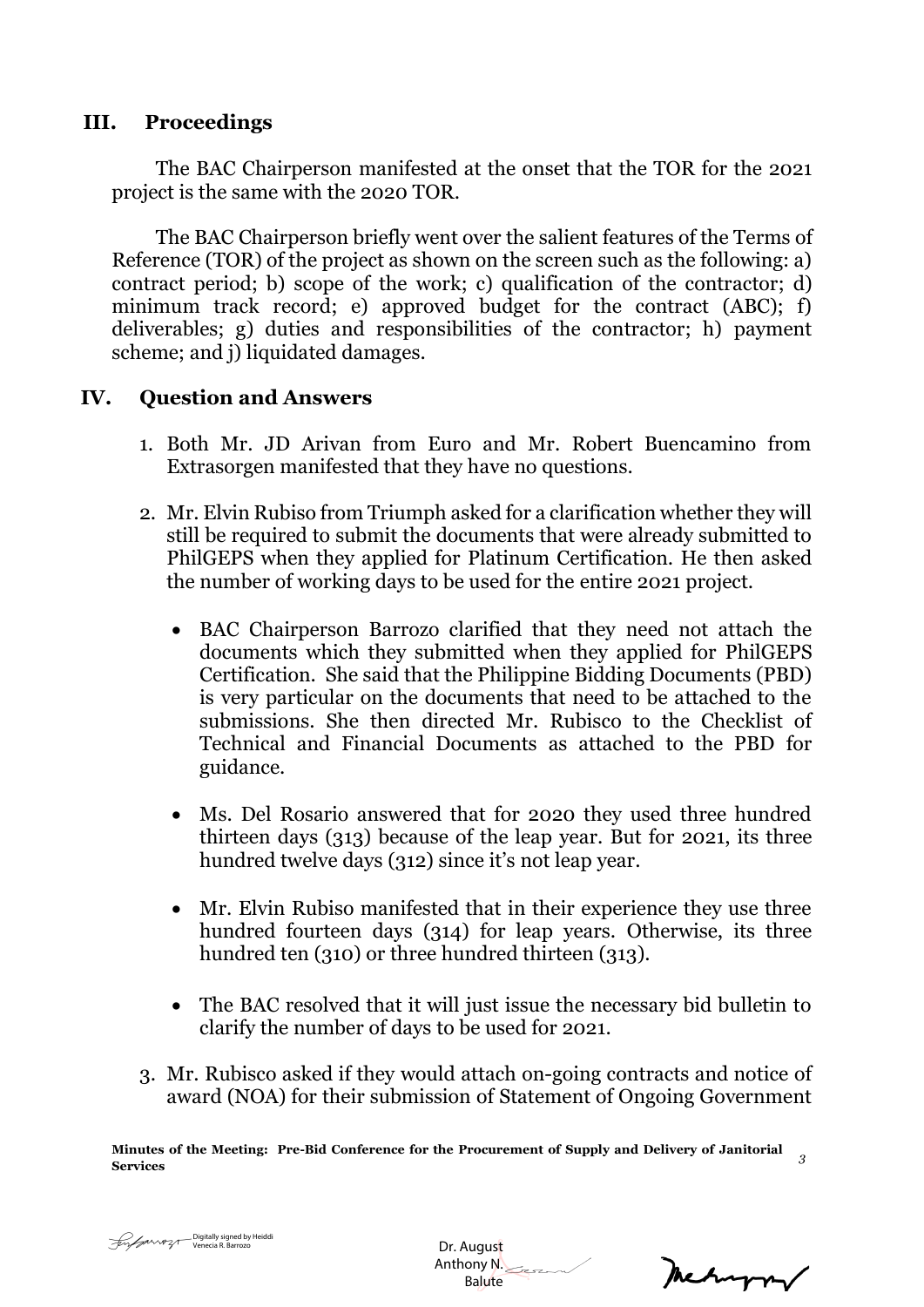## III. Proceedings

The BAC Chairperson manifested at the onset that the TOR for the 2021 project is the same with the 2020 TOR.

The BAC Chairperson briefly went over the salient features of the Terms of Reference (TOR) of the project as shown on the screen such as the following: a) contract period; b) scope of the work; c) qualification of the contractor; d) minimum track record; e) approved budget for the contract (ABC); f) deliverables; g) duties and responsibilities of the contractor; h) payment scheme; and j) liquidated damages.

## IV. Question and Answers

1. Both Mr. JD Arivan from Euro and Mr. Robert Buencamino from Extrasorgen manifested that they have no questions.

2. Mr. Elvin Rubiso from Triumph asked for a clarification whether they will still be required to submit the documents that were already submitted to PhilGEPS when they applied for Platinum Certification. He then asked the number of working days to be used for the entire 2021 project.

   - BAC Chairperson Barrozo clarified that they need not attach the documents which they submitted when they applied for PhilGEPS Certification. She said that the Philippine Bidding Documents (PBD) is very particular on the documents that need to be attached to the submissions. She then directed Mr. Rubisco to the Checklist of Technical and Financial Documents as attached to the PBD for guidance.

   - Ms. Del Rosario answered that for 2020 they used three hundred thirteen days (313) because of the leap year. But for 2021, its three hundred twelve days (312) since it's not leap year.

   - Mr. Elvin Rubiso manifested that in their experience they use three hundred fourteen days (314) for leap years. Otherwise, its three hundred ten (310) or three hundred thirteen (313).

   - The BAC resolved that it will just issue the necessary bid bulletin to clarify the number of days to be used for 2021.

3. Mr. Rubisco asked if they would attach on-going contracts and notice of award (NOA) for their submission of Statement of Ongoing Government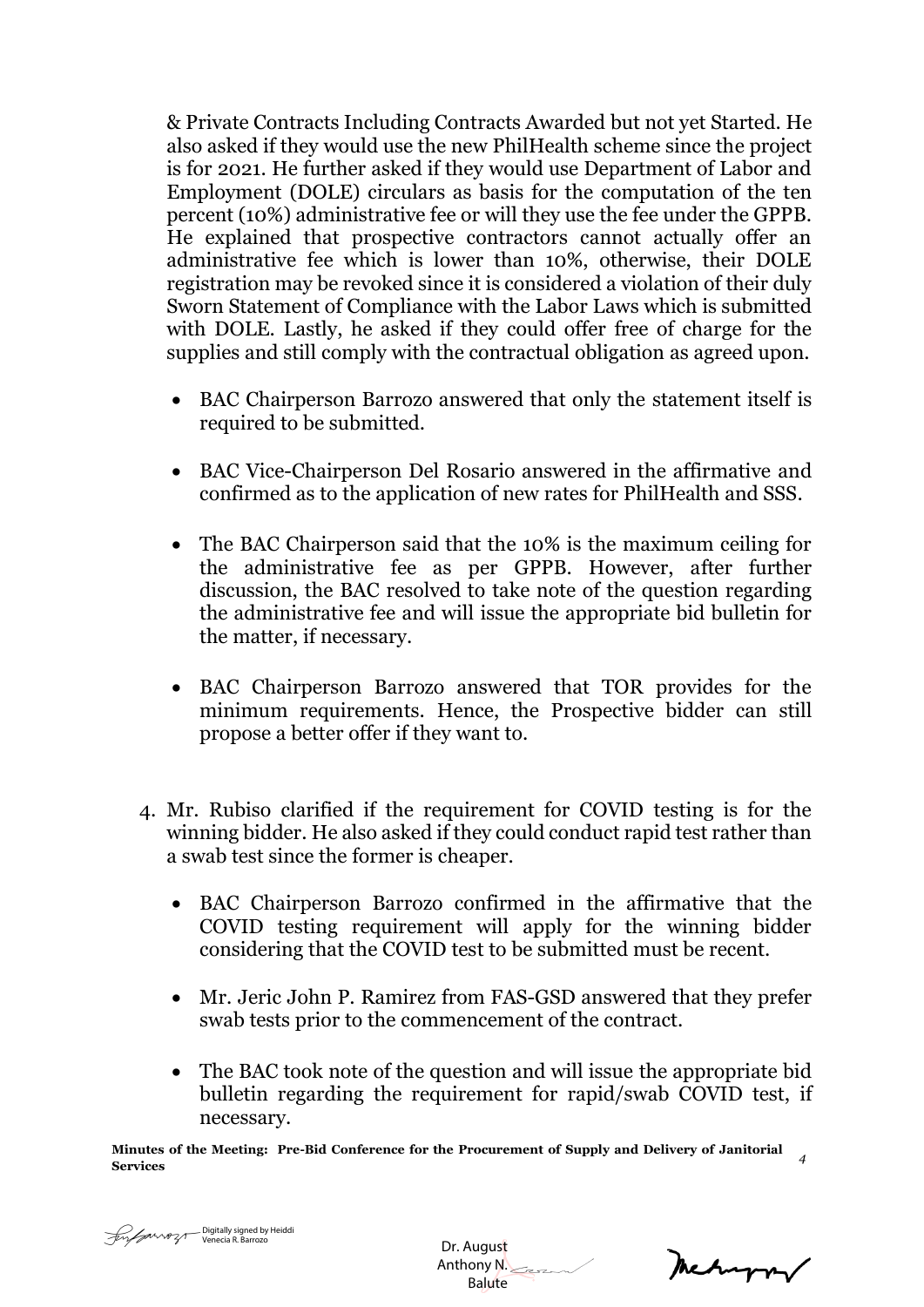& Private Contracts Including Contracts Awarded but not yet Started. He also asked if they would use the new PhilHealth scheme since the project is for 2021. He further asked if they would use Department of Labor and Employment (DOLE) circulars as basis for the computation of the ten percent (10%) administrative fee or will they use the fee under the GPPB. He explained that prospective contractors cannot actually offer an administrative fee which is lower than 10%, otherwise, their DOLE registration may be revoked since it is considered a violation of their duly Sworn Statement of Compliance with the Labor Laws which is submitted with DOLE. Lastly, he asked if they could offer free of charge for the supplies and still comply with the contractual obligation as agreed upon.

- BAC Chairperson Barrozo answered that only the statement itself is required to be submitted.

- BAC Vice-Chairperson Del Rosario answered in the affirmative and confirmed as to the application of new rates for PhilHealth and SSS.

- The BAC Chairperson said that the 10% is the maximum ceiling for the administrative fee as per GPPB. However, after further discussion, the BAC resolved to take note of the question regarding the administrative fee and will issue the appropriate bid bulletin for the matter, if necessary.

- BAC Chairperson Barrozo answered that TOR provides for the minimum requirements. Hence, the Prospective bidder can still propose a better offer if they want to.

4. Mr. Rubiso clarified if the requirement for COVID testing is for the winning bidder. He also asked if they could conduct rapid test rather than a swab test since the former is cheaper.

   - BAC Chairperson Barrozo confirmed in the affirmative that the COVID testing requirement will apply for the winning bidder considering that the COVID test to be submitted must be recent.

   - Mr. Jeric John P. Ramirez from FAS-GSD answered that they prefer swab tests prior to the commencement of the contract.

   - The BAC took note of the question and will issue the appropriate bid bulletin regarding the requirement for rapid/swab COVID test, if necessary.

Digitally signed by Heiddi Venecia R. Barrozo

Dr. August Anthony N. Balute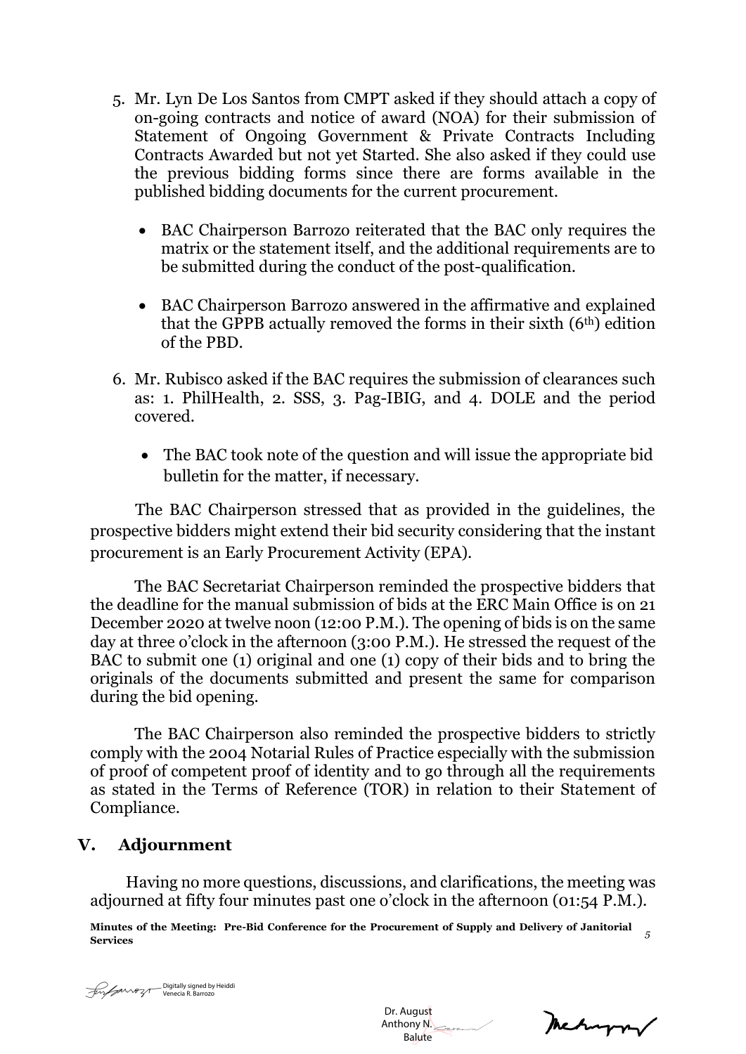5. Mr. Lyn De Los Santos from CMPT asked if they should attach a copy of on-going contracts and notice of award (NOA) for their submission of Statement of Ongoing Government & Private Contracts Including Contracts Awarded but not yet Started. She also asked if they could use the previous bidding forms since there are forms available in the published bidding documents for the current procurement.

   - BAC Chairperson Barrozo reiterated that the BAC only requires the matrix or the statement itself, and the additional requirements are to be submitted during the conduct of the post-qualification.

   - BAC Chairperson Barrozo answered in the affirmative and explained that the GPPB actually removed the forms in their sixth (6th) edition of the PBD.

6. Mr. Rubisco asked if the BAC requires the submission of clearances such as: 1. PhilHealth, 2. SSS, 3. Pag-IBIG, and 4. DOLE and the period covered.

   - The BAC took note of the question and will issue the appropriate bid bulletin for the matter, if necessary.

The BAC Chairperson stressed that as provided in the guidelines, the prospective bidders might extend their bid security considering that the instant procurement is an Early Procurement Activity (EPA).

The BAC Secretariat Chairperson reminded the prospective bidders that the deadline for the manual submission of bids at the ERC Main Office is on 21 December 2020 at twelve noon (12:00 P.M.). The opening of bids is on the same day at three o'clock in the afternoon (3:00 P.M.). He stressed the request of the BAC to submit one (1) original and one (1) copy of their bids and to bring the originals of the documents submitted and present the same for comparison during the bid opening.

The BAC Chairperson also reminded the prospective bidders to strictly comply with the 2004 Notarial Rules of Practice especially with the submission of proof of competent proof of identity and to go through all the requirements as stated in the Terms of Reference (TOR) in relation to their Statement of Compliance.

## V. Adjournment

Having no more questions, discussions, and clarifications, the meeting was adjourned at fifty four minutes past one o'clock in the afternoon (01:54 P.M.).

Digitally signed by Heiddi Venecia R. Barrozo

Dr. August Anthony N. Balute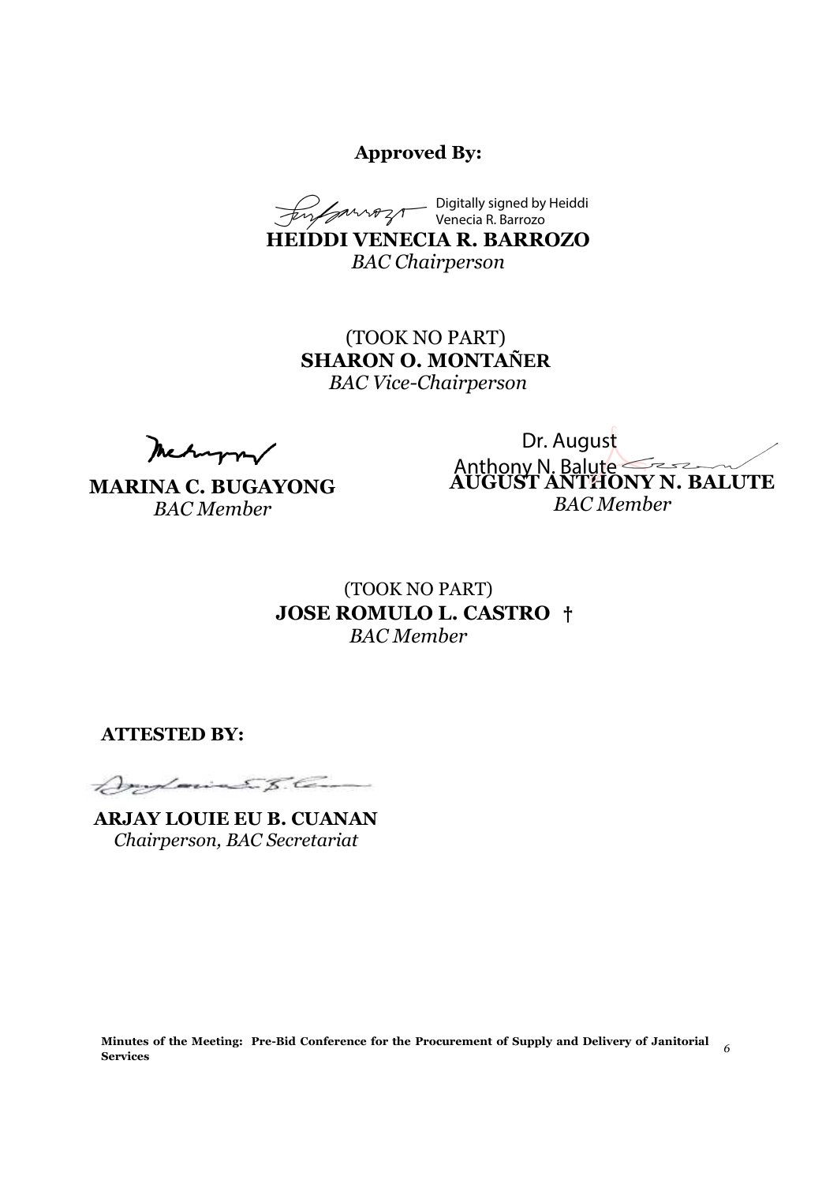**Approved By:**

Digitally signed by Heiddi Venecia R. Barrozo

**HEIDDI VENECIA R. BARROZO**
*BAC Chairperson*

(TOOK NO PART)
**SHARON O. MONTAÑER**
*BAC Vice-Chairperson*

**MARINA C. BUGAYONG**
*BAC Member*

Dr. August Anthony N. Balute

**AUGUST ANTHONY N. BALUTE**
*BAC Member*

(TOOK NO PART)
**JOSE ROMULO L. CASTRO** †
*BAC Member*

**ATTESTED BY:**

**ARJAY LOUIE EU B. CUANAN**
*Chairperson, BAC Secretariat*